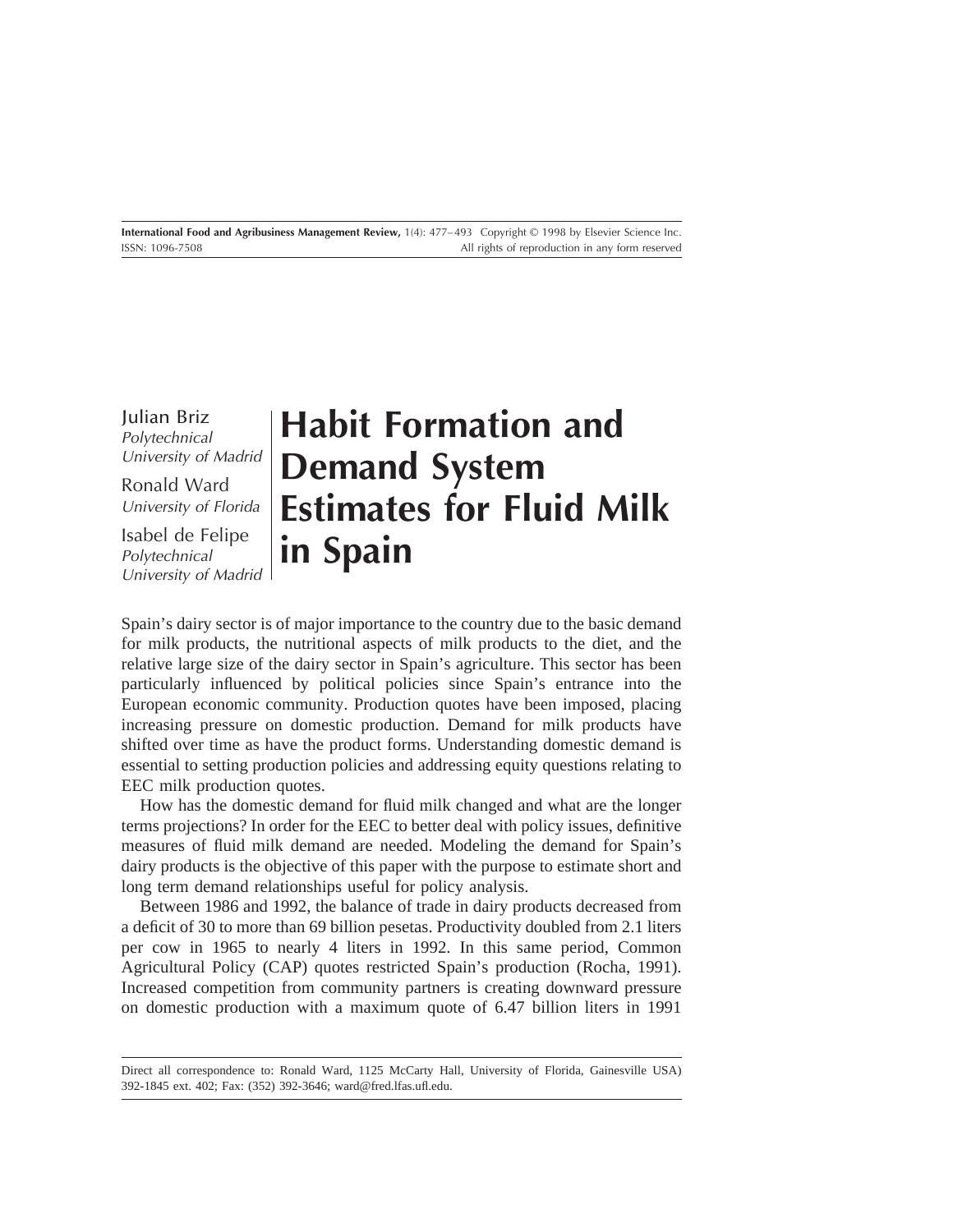# Habit Formation and Demand System Estimates for Fluid Milk in Spain

Julian Briz
*Polytechnical University of Madrid*

Ronald Ward
*University of Florida*

Isabel de Felipe
*Polytechnical University of Madrid*

Spain's dairy sector is of major importance to the country due to the basic demand for milk products, the nutritional aspects of milk products to the diet, and the relative large size of the dairy sector in Spain's agriculture. This sector has been particularly influenced by political policies since Spain's entrance into the European economic community. Production quotes have been imposed, placing increasing pressure on domestic production. Demand for milk products have shifted over time as have the product forms. Understanding domestic demand is essential to setting production policies and addressing equity questions relating to EEC milk production quotes.

How has the domestic demand for fluid milk changed and what are the longer terms projections? In order for the EEC to better deal with policy issues, definitive measures of fluid milk demand are needed. Modeling the demand for Spain's dairy products is the objective of this paper with the purpose to estimate short and long term demand relationships useful for policy analysis.

Between 1986 and 1992, the balance of trade in dairy products decreased from a deficit of 30 to more than 69 billion pesetas. Productivity doubled from 2.1 liters per cow in 1965 to nearly 4 liters in 1992. In this same period, Common Agricultural Policy (CAP) quotes restricted Spain's production (Rocha, 1991). Increased competition from community partners is creating downward pressure on domestic production with a maximum quote of 6.47 billion liters in 1991

---

Direct all correspondence to: Ronald Ward, 1125 McCarty Hall, University of Florida, Gainesville USA) 392-1845 ext. 402; Fax: (352) 392-3646; ward@fred.lfas.ufl.edu.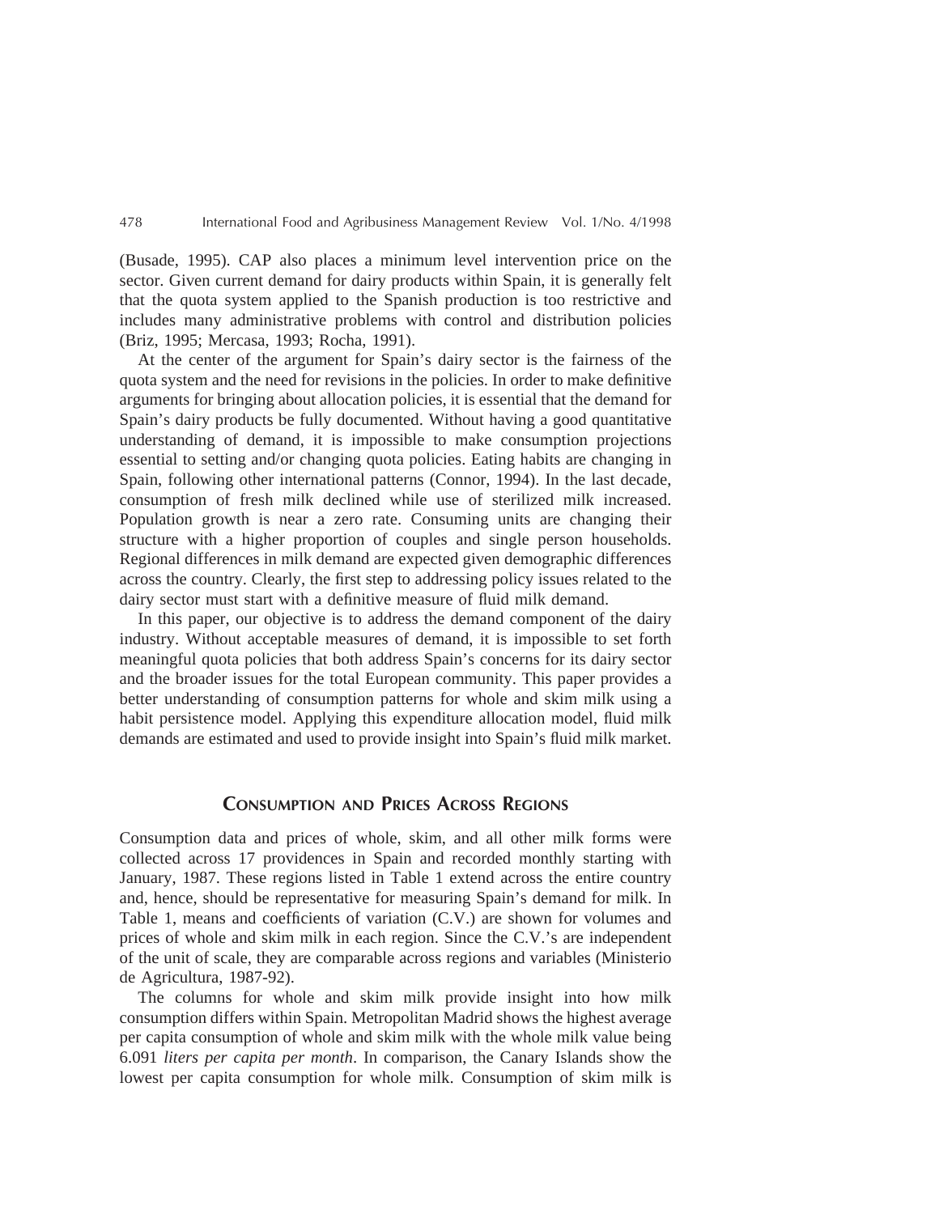(Busade, 1995). CAP also places a minimum level intervention price on the sector. Given current demand for dairy products within Spain, it is generally felt that the quota system applied to the Spanish production is too restrictive and includes many administrative problems with control and distribution policies (Briz, 1995; Mercasa, 1993; Rocha, 1991).

At the center of the argument for Spain's dairy sector is the fairness of the quota system and the need for revisions in the policies. In order to make definitive arguments for bringing about allocation policies, it is essential that the demand for Spain's dairy products be fully documented. Without having a good quantitative understanding of demand, it is impossible to make consumption projections essential to setting and/or changing quota policies. Eating habits are changing in Spain, following other international patterns (Connor, 1994). In the last decade, consumption of fresh milk declined while use of sterilized milk increased. Population growth is near a zero rate. Consuming units are changing their structure with a higher proportion of couples and single person households. Regional differences in milk demand are expected given demographic differences across the country. Clearly, the first step to addressing policy issues related to the dairy sector must start with a definitive measure of fluid milk demand.

In this paper, our objective is to address the demand component of the dairy industry. Without acceptable measures of demand, it is impossible to set forth meaningful quota policies that both address Spain's concerns for its dairy sector and the broader issues for the total European community. This paper provides a better understanding of consumption patterns for whole and skim milk using a habit persistence model. Applying this expenditure allocation model, fluid milk demands are estimated and used to provide insight into Spain's fluid milk market.

## Consumption and Prices Across Regions

Consumption data and prices of whole, skim, and all other milk forms were collected across 17 providences in Spain and recorded monthly starting with January, 1987. These regions listed in Table 1 extend across the entire country and, hence, should be representative for measuring Spain's demand for milk. In Table 1, means and coefficients of variation (C.V.) are shown for volumes and prices of whole and skim milk in each region. Since the C.V.'s are independent of the unit of scale, they are comparable across regions and variables (Ministerio de Agricultura, 1987-92).

The columns for whole and skim milk provide insight into how milk consumption differs within Spain. Metropolitan Madrid shows the highest average per capita consumption of whole and skim milk with the whole milk value being 6.091 *liters per capita per month*. In comparison, the Canary Islands show the lowest per capita consumption for whole milk. Consumption of skim milk is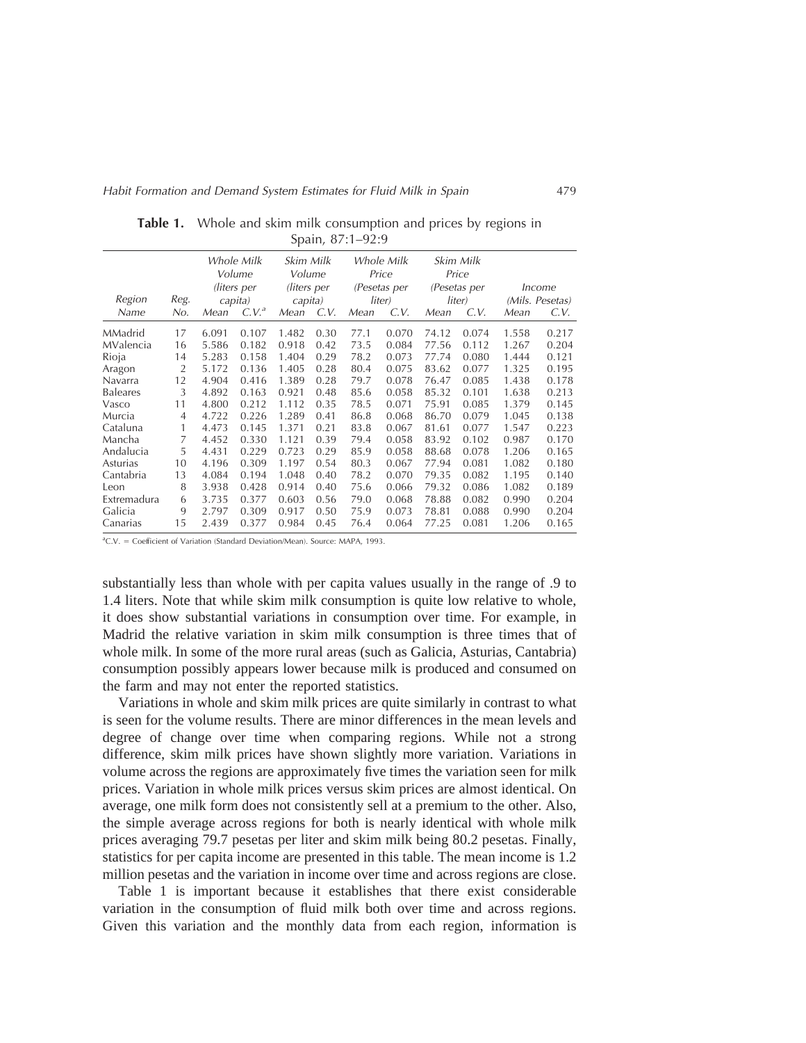**Table 1.** Whole and skim milk consumption and prices by regions in Spain, 87:1–92:9

| Region Name | Reg. No. | Whole Milk Volume (liters per capita) | | Skim Milk Volume (liters per capita) | | Whole Milk Price (Pesetas per liter) | | Skim Milk Price (Pesetas per liter) | | Income (Mils. Pesetas) | |
|---|---|---|---|---|---|---|---|---|---|---|---|
| | | Mean | C.V.[a] | Mean | C.V. | Mean | C.V. | Mean | C.V. | Mean | C.V. |
| MMadrid | 17 | 6.091 | 0.107 | 1.482 | 0.30 | 77.1 | 0.070 | 74.12 | 0.074 | 1.558 | 0.217 |
| MValencia | 16 | 5.586 | 0.182 | 0.918 | 0.42 | 73.5 | 0.084 | 77.56 | 0.112 | 1.267 | 0.204 |
| Rioja | 14 | 5.283 | 0.158 | 1.404 | 0.29 | 78.2 | 0.073 | 77.74 | 0.080 | 1.444 | 0.121 |
| Aragon | 2 | 5.172 | 0.136 | 1.405 | 0.28 | 80.4 | 0.075 | 83.62 | 0.077 | 1.325 | 0.195 |
| Navarra | 12 | 4.904 | 0.416 | 1.389 | 0.28 | 79.7 | 0.078 | 76.47 | 0.085 | 1.438 | 0.178 |
| Baleares | 3 | 4.892 | 0.163 | 0.921 | 0.48 | 85.6 | 0.058 | 85.32 | 0.101 | 1.638 | 0.213 |
| Vasco | 11 | 4.800 | 0.212 | 1.112 | 0.35 | 78.5 | 0.071 | 75.91 | 0.085 | 1.379 | 0.145 |
| Murcia | 4 | 4.722 | 0.226 | 1.289 | 0.41 | 86.8 | 0.068 | 86.70 | 0.079 | 1.045 | 0.138 |
| Cataluna | 1 | 4.473 | 0.145 | 1.371 | 0.21 | 83.8 | 0.067 | 81.61 | 0.077 | 1.547 | 0.223 |
| Mancha | 7 | 4.452 | 0.330 | 1.121 | 0.39 | 79.4 | 0.058 | 83.92 | 0.102 | 0.987 | 0.170 |
| Andalucia | 5 | 4.431 | 0.229 | 0.723 | 0.29 | 85.9 | 0.058 | 88.68 | 0.078 | 1.206 | 0.165 |
| Asturias | 10 | 4.196 | 0.309 | 1.197 | 0.54 | 80.3 | 0.067 | 77.94 | 0.081 | 1.082 | 0.180 |
| Cantabria | 13 | 4.084 | 0.194 | 1.048 | 0.40 | 78.2 | 0.070 | 79.35 | 0.082 | 1.195 | 0.140 |
| Leon | 8 | 3.938 | 0.428 | 0.914 | 0.40 | 75.6 | 0.066 | 79.32 | 0.086 | 1.082 | 0.189 |
| Extremadura | 6 | 3.735 | 0.377 | 0.603 | 0.56 | 79.0 | 0.068 | 78.88 | 0.082 | 0.990 | 0.204 |
| Galicia | 9 | 2.797 | 0.309 | 0.917 | 0.50 | 75.9 | 0.073 | 78.81 | 0.088 | 0.990 | 0.204 |
| Canarias | 15 | 2.439 | 0.377 | 0.984 | 0.45 | 76.4 | 0.064 | 77.25 | 0.081 | 1.206 | 0.165 |

[a]C.V. = Coefficient of Variation (Standard Deviation/Mean). Source: MAPA, 1993.

substantially less than whole with per capita values usually in the range of .9 to 1.4 liters. Note that while skim milk consumption is quite low relative to whole, it does show substantial variations in consumption over time. For example, in Madrid the relative variation in skim milk consumption is three times that of whole milk. In some of the more rural areas (such as Galicia, Asturias, Cantabria) consumption possibly appears lower because milk is produced and consumed on the farm and may not enter the reported statistics.

Variations in whole and skim milk prices are quite similarly in contrast to what is seen for the volume results. There are minor differences in the mean levels and degree of change over time when comparing regions. While not a strong difference, skim milk prices have shown slightly more variation. Variations in volume across the regions are approximately five times the variation seen for milk prices. Variation in whole milk prices versus skim prices are almost identical. On average, one milk form does not consistently sell at a premium to the other. Also, the simple average across regions for both is nearly identical with whole milk prices averaging 79.7 pesetas per liter and skim milk being 80.2 pesetas. Finally, statistics for per capita income are presented in this table. The mean income is 1.2 million pesetas and the variation in income over time and across regions are close.

Table 1 is important because it establishes that there exist considerable variation in the consumption of fluid milk both over time and across regions. Given this variation and the monthly data from each region, information is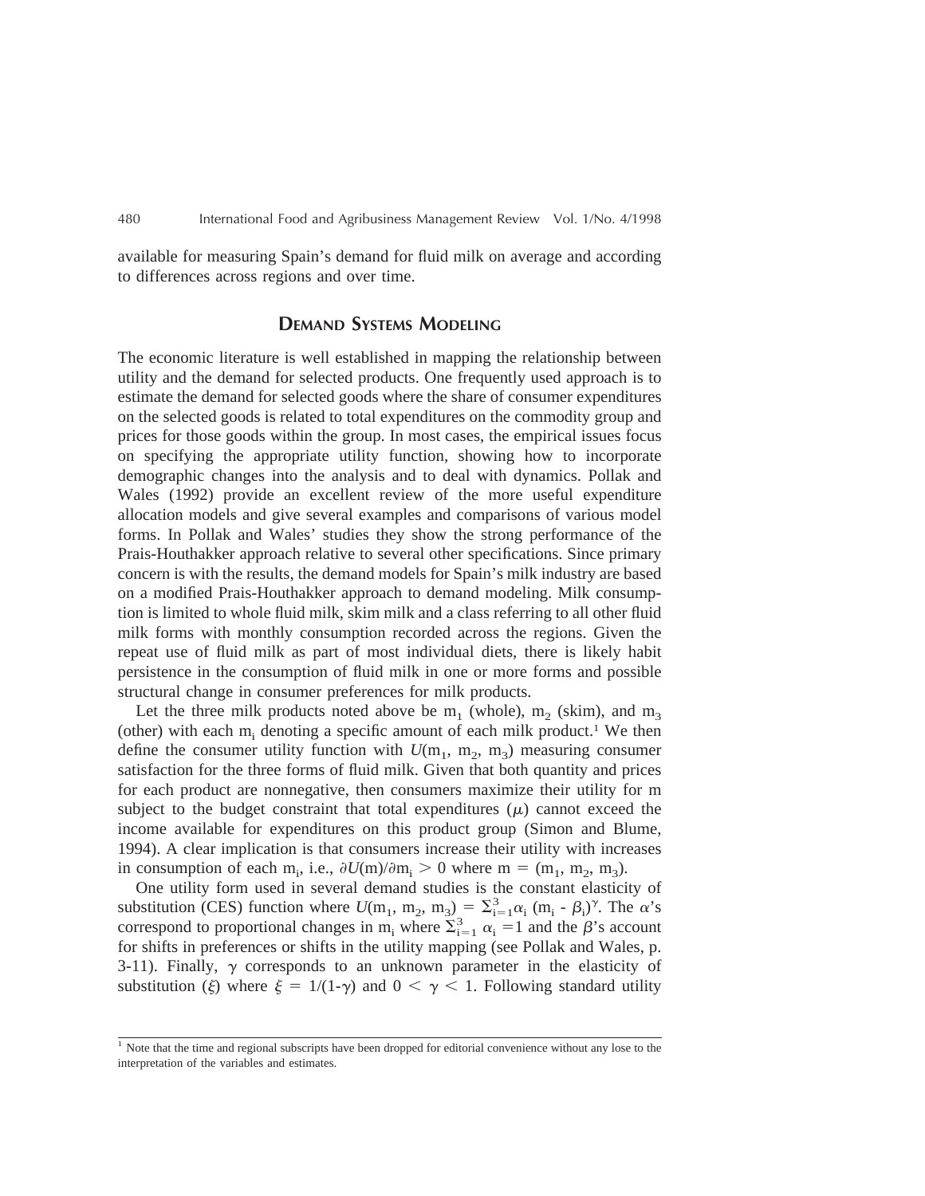available for measuring Spain's demand for fluid milk on average and according to differences across regions and over time.

## Demand Systems Modeling

The economic literature is well established in mapping the relationship between utility and the demand for selected products. One frequently used approach is to estimate the demand for selected goods where the share of consumer expenditures on the selected goods is related to total expenditures on the commodity group and prices for those goods within the group. In most cases, the empirical issues focus on specifying the appropriate utility function, showing how to incorporate demographic changes into the analysis and to deal with dynamics. Pollak and Wales (1992) provide an excellent review of the more useful expenditure allocation models and give several examples and comparisons of various model forms. In Pollak and Wales' studies they show the strong performance of the Prais-Houthakker approach relative to several other specifications. Since primary concern is with the results, the demand models for Spain's milk industry are based on a modified Prais-Houthakker approach to demand modeling. Milk consumption is limited to whole fluid milk, skim milk and a class referring to all other fluid milk forms with monthly consumption recorded across the regions. Given the repeat use of fluid milk as part of most individual diets, there is likely habit persistence in the consumption of fluid milk in one or more forms and possible structural change in consumer preferences for milk products.

Let the three milk products noted above be $m_1$ (whole), $m_2$ (skim), and $m_3$ (other) with each $m_i$ denoting a specific amount of each milk product.[1] We then define the consumer utility function with $U(m_1, m_2, m_3)$ measuring consumer satisfaction for the three forms of fluid milk. Given that both quantity and prices for each product are nonnegative, then consumers maximize their utility for m subject to the budget constraint that total expenditures ($\mu$) cannot exceed the income available for expenditures on this product group (Simon and Blume, 1994). A clear implication is that consumers increase their utility with increases in consumption of each $m_i$, i.e., $\partial U(m)/\partial m_i > 0$ where $m = (m_1, m_2, m_3)$.

One utility form used in several demand studies is the constant elasticity of substitution (CES) function where $U(m_1, m_2, m_3) = \Sigma_{i=1}^{3}\alpha_i\,(m_i - \beta_i)^{\gamma}$. The $\alpha$'s correspond to proportional changes in $m_i$ where $\Sigma_{i=1}^{3}\,\alpha_i = 1$ and the $\beta$'s account for shifts in preferences or shifts in the utility mapping (see Pollak and Wales, p. 3-11). Finally, $\gamma$ corresponds to an unknown parameter in the elasticity of substitution ($\xi$) where $\xi = 1/(1-\gamma)$ and $0 < \gamma < 1$. Following standard utility

[1] Note that the time and regional subscripts have been dropped for editorial convenience without any lose to the interpretation of the variables and estimates.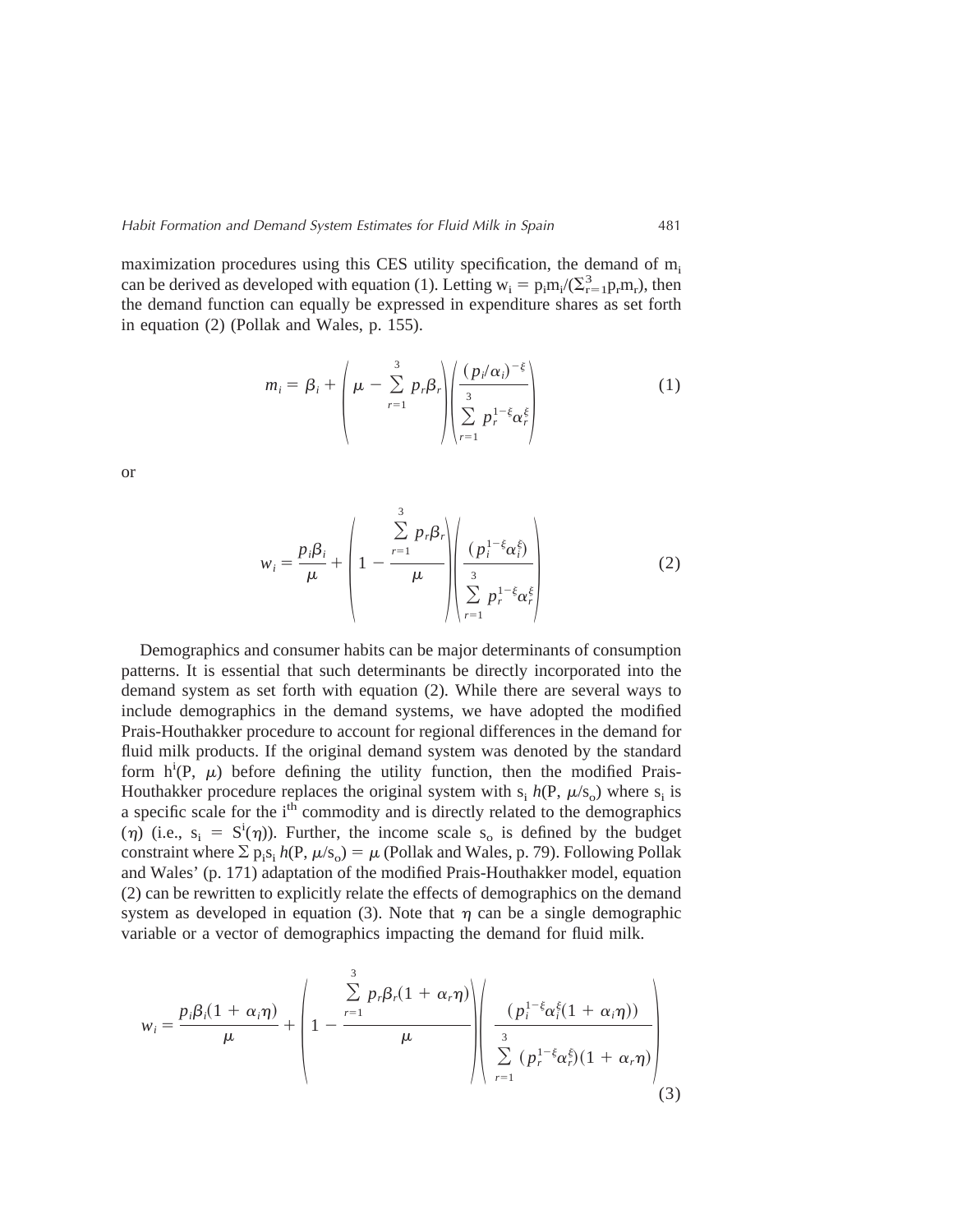maximization procedures using this CES utility specification, the demand of $m_i$ can be derived as developed with equation (1). Letting $w_i = p_i m_i / (\Sigma_{r=1}^{3} p_r m_r)$, then the demand function can equally be expressed in expenditure shares as set forth in equation (2) (Pollak and Wales, p. 155).

$$m_i = \beta_i + \left( \mu - \sum_{r=1}^{3} p_r \beta_r \right) \left( \frac{(p_i/\alpha_i)^{-\xi}}{\sum_{r=1}^{3} p_r^{1-\xi} \alpha_r^{\xi}} \right) \tag{1}$$

or

$$w_i = \frac{p_i \beta_i}{\mu} + \left( 1 - \frac{\sum_{r=1}^{3} p_r \beta_r}{\mu} \right) \left( \frac{(p_i^{1-\xi} \alpha_i^{\xi})}{\sum_{r=1}^{3} p_r^{1-\xi} \alpha_r^{\xi}} \right) \tag{2}$$

Demographics and consumer habits can be major determinants of consumption patterns. It is essential that such determinants be directly incorporated into the demand system as set forth with equation (2). While there are several ways to include demographics in the demand systems, we have adopted the modified Prais-Houthakker procedure to account for regional differences in the demand for fluid milk products. If the original demand system was denoted by the standard form $h^i(P, \mu)$ before defining the utility function, then the modified Prais-Houthakker procedure replaces the original system with $s_i \, h(P, \mu/s_o)$ where $s_i$ is a specific scale for the $i^{th}$ commodity and is directly related to the demographics ($\eta$) (i.e., $s_i = S^i(\eta)$). Further, the income scale $s_o$ is defined by the budget constraint where $\Sigma \, p_i s_i \, h(P, \mu/s_o) = \mu$ (Pollak and Wales, p. 79). Following Pollak and Wales' (p. 171) adaptation of the modified Prais-Houthakker model, equation (2) can be rewritten to explicitly relate the effects of demographics on the demand system as developed in equation (3). Note that $\eta$ can be a single demographic variable or a vector of demographics impacting the demand for fluid milk.

$$w_i = \frac{p_i \beta_i (1 + \alpha_i \eta)}{\mu} + \left( 1 - \frac{\sum_{r=1}^{3} p_r \beta_r (1 + \alpha_r \eta)}{\mu} \right) \left( \frac{(p_i^{1-\xi} \alpha_i^{\xi} (1 + \alpha_i \eta))}{\sum_{r=1}^{3} (p_r^{1-\xi} \alpha_r^{\xi})(1 + \alpha_r \eta)} \right) \tag{3}$$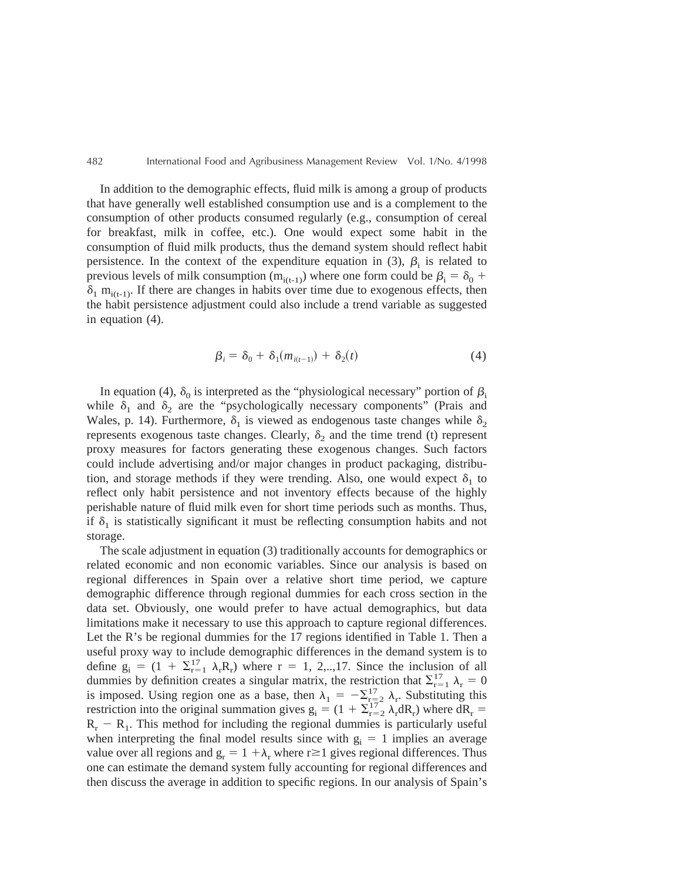In addition to the demographic effects, fluid milk is among a group of products that have generally well established consumption use and is a complement to the consumption of other products consumed regularly (e.g., consumption of cereal for breakfast, milk in coffee, etc.). One would expect some habit in the consumption of fluid milk products, thus the demand system should reflect habit persistence. In the context of the expenditure equation in (3), $\beta_i$ is related to previous levels of milk consumption ($m_{i(t-1)}$) where one form could be $\beta_i = \delta_0 + \delta_1 m_{i(t-1)}$. If there are changes in habits over time due to exogenous effects, then the habit persistence adjustment could also include a trend variable as suggested in equation (4).

$$\beta_i = \delta_0 + \delta_1(m_{i(t-1)}) + \delta_2(t) \tag{4}$$

In equation (4), $\delta_0$ is interpreted as the "physiological necessary" portion of $\beta_i$ while $\delta_1$ and $\delta_2$ are the "psychologically necessary components" (Prais and Wales, p. 14). Furthermore, $\delta_1$ is viewed as endogenous taste changes while $\delta_2$ represents exogenous taste changes. Clearly, $\delta_2$ and the time trend (t) represent proxy measures for factors generating these exogenous changes. Such factors could include advertising and/or major changes in product packaging, distribution, and storage methods if they were trending. Also, one would expect $\delta_1$ to reflect only habit persistence and not inventory effects because of the highly perishable nature of fluid milk even for short time periods such as months. Thus, if $\delta_1$ is statistically significant it must be reflecting consumption habits and not storage.

The scale adjustment in equation (3) traditionally accounts for demographics or related economic and non economic variables. Since our analysis is based on regional differences in Spain over a relative short time period, we capture demographic difference through regional dummies for each cross section in the data set. Obviously, one would prefer to have actual demographics, but data limitations make it necessary to use this approach to capture regional differences. Let the R's be regional dummies for the 17 regions identified in Table 1. Then a useful proxy way to include demographic differences in the demand system is to define $g_i = (1 + \Sigma_{r=1}^{17} \lambda_r R_r)$ where $r = 1, 2,..,17$. Since the inclusion of all dummies by definition creates a singular matrix, the restriction that $\Sigma_{r=1}^{17} \lambda_r = 0$ is imposed. Using region one as a base, then $\lambda_1 = -\Sigma_{r=2}^{17} \lambda_r$. Substituting this restriction into the original summation gives $g_i = (1 + \Sigma_{r=2}^{17} \lambda_r dR_r)$ where $dR_r = R_r - R_1$. This method for including the regional dummies is particularly useful when interpreting the final model results since with $g_i = 1$ implies an average value over all regions and $g_r = 1 + \lambda_r$ where $r \geq 1$ gives regional differences. Thus one can estimate the demand system fully accounting for regional differences and then discuss the average in addition to specific regions. In our analysis of Spain's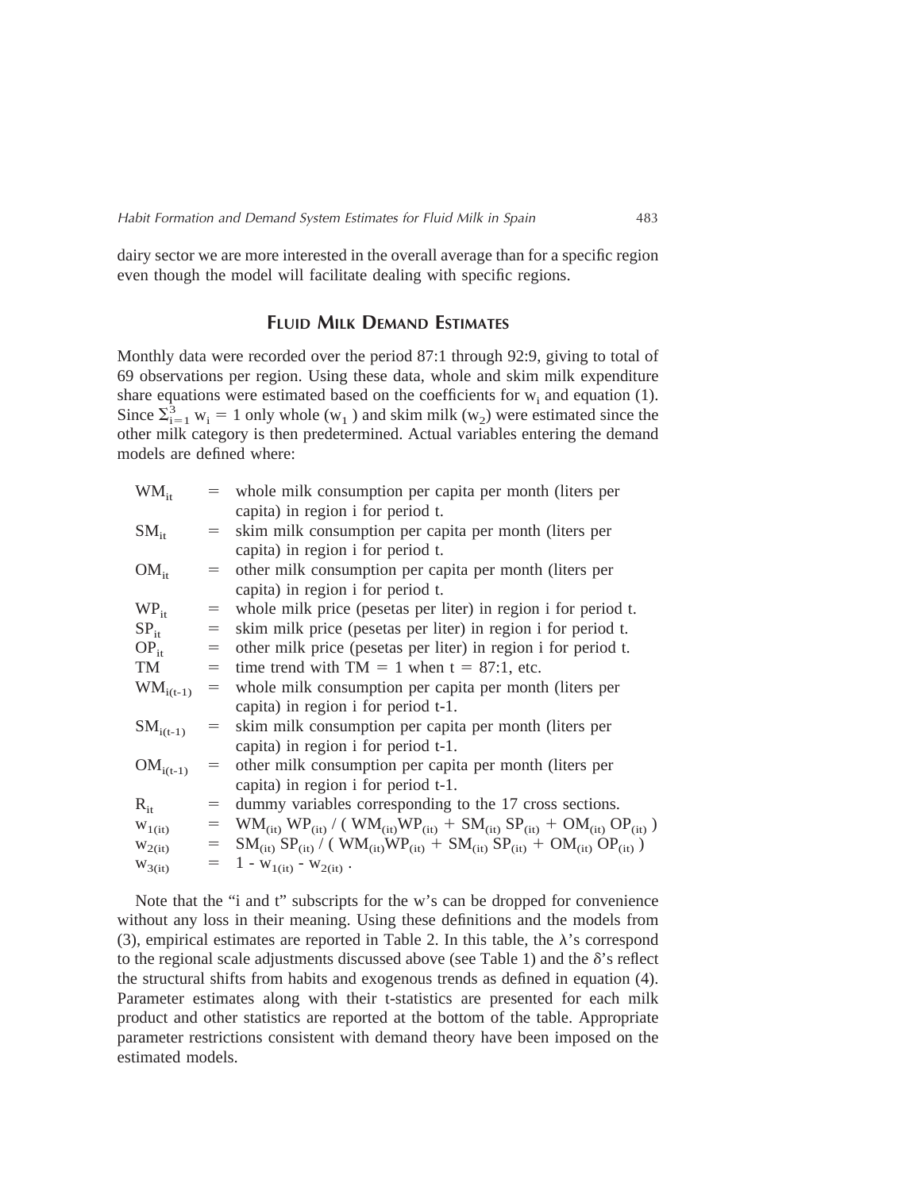dairy sector we are more interested in the overall average than for a specific region even though the model will facilitate dealing with specific regions.

## Fluid Milk Demand Estimates

Monthly data were recorded over the period 87:1 through 92:9, giving to total of 69 observations per region. Using these data, whole and skim milk expenditure share equations were estimated based on the coefficients for $w_i$ and equation (1). Since $\Sigma_{i=1}^{3} w_i = 1$ only whole ($w_1$) and skim milk ($w_2$) were estimated since the other milk category is then predetermined. Actual variables entering the demand models are defined where:

| | | |
|---|---|---|
| $WM_{it}$ | = | whole milk consumption per capita per month (liters per capita) in region i for period t. |
| $SM_{it}$ | = | skim milk consumption per capita per month (liters per capita) in region i for period t. |
| $OM_{it}$ | = | other milk consumption per capita per month (liters per capita) in region i for period t. |
| $WP_{it}$ | = | whole milk price (pesetas per liter) in region i for period t. |
| $SP_{it}$ | = | skim milk price (pesetas per liter) in region i for period t. |
| $OP_{it}$ | = | other milk price (pesetas per liter) in region i for period t. |
| TM | = | time trend with TM = 1 when t = 87:1, etc. |
| $WM_{i(t-1)}$ | = | whole milk consumption per capita per month (liters per capita) in region i for period t-1. |
| $SM_{i(t-1)}$ | = | skim milk consumption per capita per month (liters per capita) in region i for period t-1. |
| $OM_{i(t-1)}$ | = | other milk consumption per capita per month (liters per capita) in region i for period t-1. |
| $R_{it}$ | = | dummy variables corresponding to the 17 cross sections. |
| $w_{1(it)}$ | = | $WM_{(it)} WP_{(it)} / ( WM_{(it)}WP_{(it)} + SM_{(it)} SP_{(it)} + OM_{(it)} OP_{(it)} )$ |
| $w_{2(it)}$ | = | $SM_{(it)} SP_{(it)} / ( WM_{(it)}WP_{(it)} + SM_{(it)} SP_{(it)} + OM_{(it)} OP_{(it)} )$ |
| $w_{3(it)}$ | = | $1 - w_{1(it)} - w_{2(it)}$ . |

Note that the "i and t" subscripts for the w's can be dropped for convenience without any loss in their meaning. Using these definitions and the models from (3), empirical estimates are reported in Table 2. In this table, the $\lambda$'s correspond to the regional scale adjustments discussed above (see Table 1) and the $\delta$'s reflect the structural shifts from habits and exogenous trends as defined in equation (4). Parameter estimates along with their t-statistics are presented for each milk product and other statistics are reported at the bottom of the table. Appropriate parameter restrictions consistent with demand theory have been imposed on the estimated models.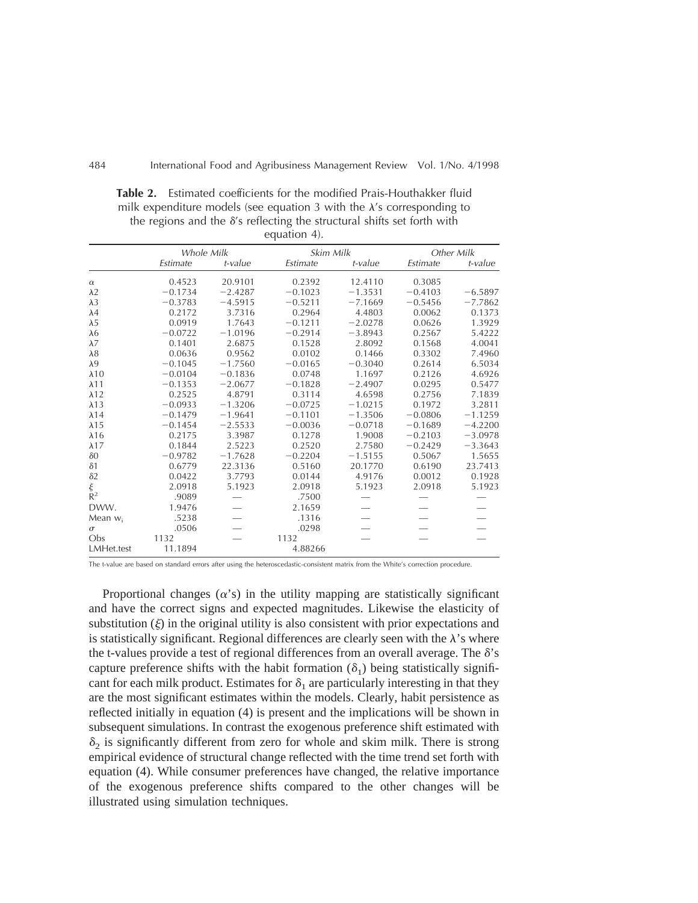**Table 2.** Estimated coefficients for the modified Prais-Houthakker fluid milk expenditure models (see equation 3 with the λ's corresponding to the regions and the δ's reflecting the structural shifts set forth with equation 4).

| | *Whole Milk* | | *Skim Milk* | | *Other Milk* | |
|---|---|---|---|---|---|---|
| | *Estimate* | *t-value* | *Estimate* | *t-value* | *Estimate* | *t-value* |
| $\alpha$ | 0.4523 | 20.9101 | 0.2392 | 12.4110 | 0.3085 | |
| $\lambda 2$ | −0.1734 | −2.4287 | −0.1023 | −1.3531 | −0.4103 | −6.5897 |
| $\lambda 3$ | −0.3783 | −4.5915 | −0.5211 | −7.1669 | −0.5456 | −7.7862 |
| $\lambda 4$ | 0.2172 | 3.7316 | 0.2964 | 4.4803 | 0.0062 | 0.1373 |
| $\lambda 5$ | 0.0919 | 1.7643 | −0.1211 | −2.0278 | 0.0626 | 1.3929 |
| $\lambda 6$ | −0.0722 | −1.0196 | −0.2914 | −3.8943 | 0.2567 | 5.4222 |
| $\lambda 7$ | 0.1401 | 2.6875 | 0.1528 | 2.8092 | 0.1568 | 4.0041 |
| $\lambda 8$ | 0.0636 | 0.9562 | 0.0102 | 0.1466 | 0.3302 | 7.4960 |
| $\lambda 9$ | −0.1045 | −1.7560 | −0.0165 | −0.3040 | 0.2614 | 6.5034 |
| $\lambda 10$ | −0.0104 | −0.1836 | 0.0748 | 1.1697 | 0.2126 | 4.6926 |
| $\lambda 11$ | −0.1353 | −2.0677 | −0.1828 | −2.4907 | 0.0295 | 0.5477 |
| $\lambda 12$ | 0.2525 | 4.8791 | 0.3114 | 4.6598 | 0.2756 | 7.1839 |
| $\lambda 13$ | −0.0933 | −1.3206 | −0.0725 | −1.0215 | 0.1972 | 3.2811 |
| $\lambda 14$ | −0.1479 | −1.9641 | −0.1101 | −1.3506 | −0.0806 | −1.1259 |
| $\lambda 15$ | −0.1454 | −2.5533 | −0.0036 | −0.0718 | −0.1689 | −4.2200 |
| $\lambda 16$ | 0.2175 | 3.3987 | 0.1278 | 1.9008 | −0.2103 | −3.0978 |
| $\lambda 17$ | 0.1844 | 2.5223 | 0.2520 | 2.7580 | −0.2429 | −3.3643 |
| $\delta 0$ | −0.9782 | −1.7628 | −0.2204 | −1.5155 | 0.5067 | 1.5655 |
| $\delta 1$ | 0.6779 | 22.3136 | 0.5160 | 20.1770 | 0.6190 | 23.7413 |
| $\delta 2$ | 0.0422 | 3.7793 | 0.0144 | 4.9176 | 0.0012 | 0.1928 |
| $\xi$ | 2.0918 | 5.1923 | 2.0918 | 5.1923 | 2.0918 | 5.1923 |
| $R^2$ | .9089 | — | .7500 | — | — | — |
| DWW. | 1.9476 | — | 2.1659 | — | — | — |
| Mean $w_i$ | .5238 | — | .1316 | — | — | — |
| $\sigma$ | .0506 | — | .0298 | — | — | — |
| Obs | 1132 | — | 1132 | — | — | — |
| LMHet.test | 11.1894 | | 4.88266 | | | |

The t-value are based on standard errors after using the heteroscedastic-consistent matrix from the White's correction procedure.

Proportional changes ($\alpha$'s) in the utility mapping are statistically significant and have the correct signs and expected magnitudes. Likewise the elasticity of substitution ($\xi$) in the original utility is also consistent with prior expectations and is statistically significant. Regional differences are clearly seen with the λ's where the t-values provide a test of regional differences from an overall average. The δ's capture preference shifts with the habit formation ($\delta_1$) being statistically significant for each milk product. Estimates for $\delta_1$ are particularly interesting in that they are the most significant estimates within the models. Clearly, habit persistence as reflected initially in equation (4) is present and the implications will be shown in subsequent simulations. In contrast the exogenous preference shift estimated with $\delta_2$ is significantly different from zero for whole and skim milk. There is strong empirical evidence of structural change reflected with the time trend set forth with equation (4). While consumer preferences have changed, the relative importance of the exogenous preference shifts compared to the other changes will be illustrated using simulation techniques.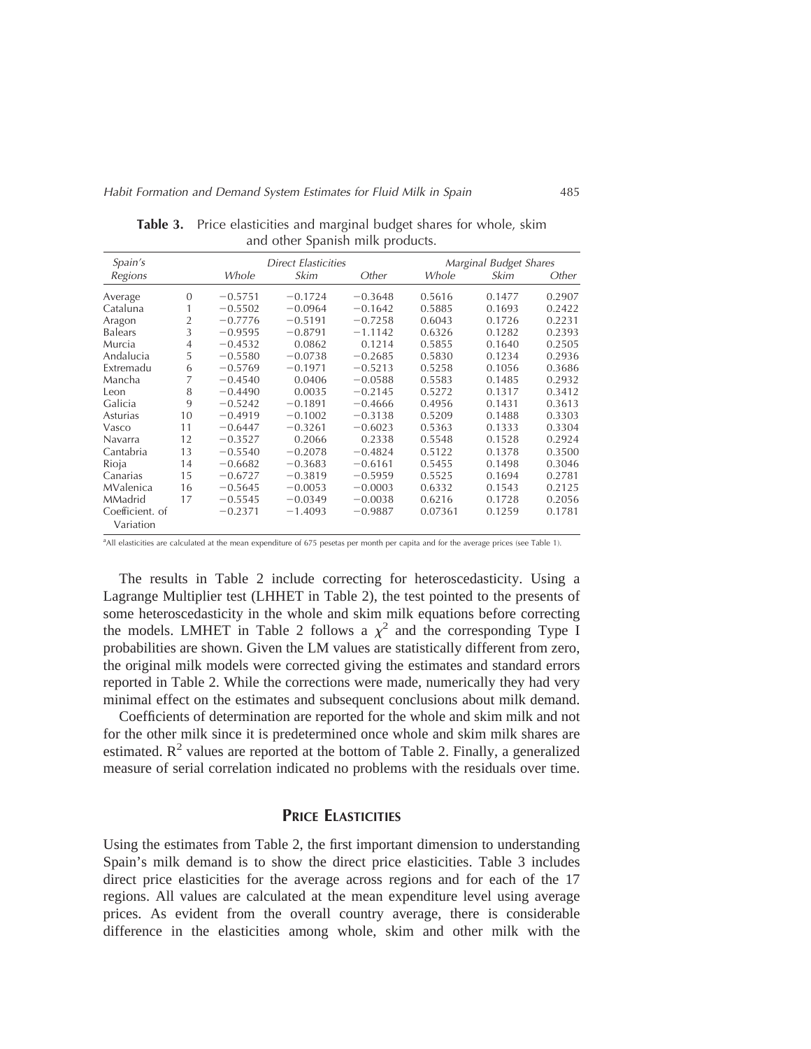**Table 3.** Price elasticities and marginal budget shares for whole, skim and other Spanish milk products.

| Spain's Regions | | Direct Elasticities | | | Marginal Budget Shares | | |
|---|---|---|---|---|---|---|---|
| | | Whole | Skim | Other | Whole | Skim | Other |
| Average | 0 | −0.5751 | −0.1724 | −0.3648 | 0.5616 | 0.1477 | 0.2907 |
| Cataluna | 1 | −0.5502 | −0.0964 | −0.1642 | 0.5885 | 0.1693 | 0.2422 |
| Aragon | 2 | −0.7776 | −0.5191 | −0.7258 | 0.6043 | 0.1726 | 0.2231 |
| Balears | 3 | −0.9595 | −0.8791 | −1.1142 | 0.6326 | 0.1282 | 0.2393 |
| Murcia | 4 | −0.4532 | 0.0862 | 0.1214 | 0.5855 | 0.1640 | 0.2505 |
| Andalucia | 5 | −0.5580 | −0.0738 | −0.2685 | 0.5830 | 0.1234 | 0.2936 |
| Extremadu | 6 | −0.5769 | −0.1971 | −0.5213 | 0.5258 | 0.1056 | 0.3686 |
| Mancha | 7 | −0.4540 | 0.0406 | −0.0588 | 0.5583 | 0.1485 | 0.2932 |
| Leon | 8 | −0.4490 | 0.0035 | −0.2145 | 0.5272 | 0.1317 | 0.3412 |
| Galicia | 9 | −0.5242 | −0.1891 | −0.4666 | 0.4956 | 0.1431 | 0.3613 |
| Asturias | 10 | −0.4919 | −0.1002 | −0.3138 | 0.5209 | 0.1488 | 0.3303 |
| Vasco | 11 | −0.6447 | −0.3261 | −0.6023 | 0.5363 | 0.1333 | 0.3304 |
| Navarra | 12 | −0.3527 | 0.2066 | 0.2338 | 0.5548 | 0.1528 | 0.2924 |
| Cantabria | 13 | −0.5540 | −0.2078 | −0.4824 | 0.5122 | 0.1378 | 0.3500 |
| Rioja | 14 | −0.6682 | −0.3683 | −0.6161 | 0.5455 | 0.1498 | 0.3046 |
| Canarias | 15 | −0.6727 | −0.3819 | −0.5959 | 0.5525 | 0.1694 | 0.2781 |
| MValenica | 16 | −0.5645 | −0.0053 | −0.0003 | 0.6332 | 0.1543 | 0.2125 |
| MMadrid | 17 | −0.5545 | −0.0349 | −0.0038 | 0.6216 | 0.1728 | 0.2056 |
| Coefficient. of Variation | | −0.2371 | −1.4093 | −0.9887 | 0.07361 | 0.1259 | 0.1781 |

[a]All elasticities are calculated at the mean expenditure of 675 pesetas per month per capita and for the average prices (see Table 1).

The results in Table 2 include correcting for heteroscedasticity. Using a Lagrange Multiplier test (LHHET in Table 2), the test pointed to the presents of some heteroscedasticity in the whole and skim milk equations before correcting the models. LMHET in Table 2 follows a $\chi^2$ and the corresponding Type I probabilities are shown. Given the LM values are statistically different from zero, the original milk models were corrected giving the estimates and standard errors reported in Table 2. While the corrections were made, numerically they had very minimal effect on the estimates and subsequent conclusions about milk demand.

Coefficients of determination are reported for the whole and skim milk and not for the other milk since it is predetermined once whole and skim milk shares are estimated. $R^2$ values are reported at the bottom of Table 2. Finally, a generalized measure of serial correlation indicated no problems with the residuals over time.

## PRICE ELASTICITIES

Using the estimates from Table 2, the first important dimension to understanding Spain's milk demand is to show the direct price elasticities. Table 3 includes direct price elasticities for the average across regions and for each of the 17 regions. All values are calculated at the mean expenditure level using average prices. As evident from the overall country average, there is considerable difference in the elasticities among whole, skim and other milk with the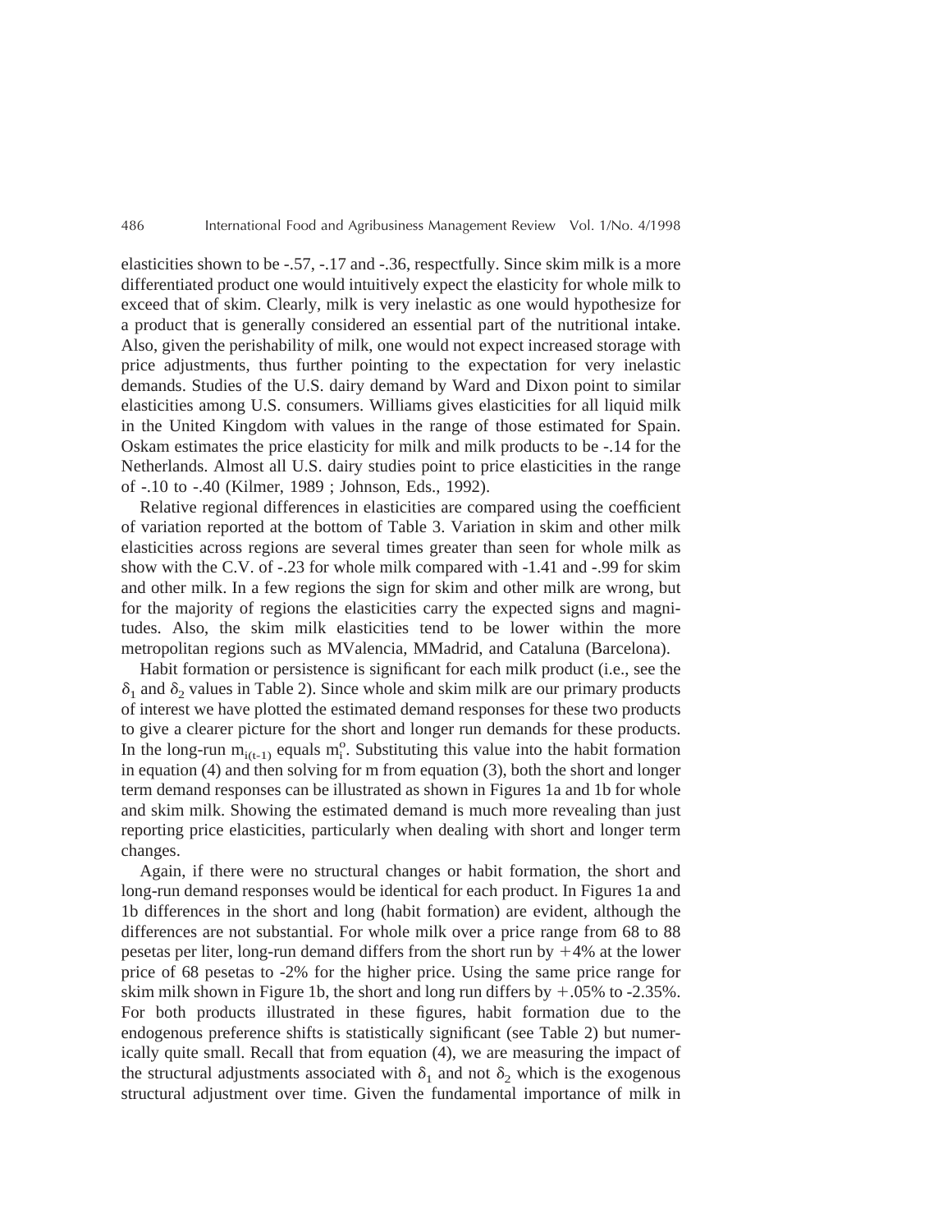elasticities shown to be -.57, -.17 and -.36, respectfully. Since skim milk is a more differentiated product one would intuitively expect the elasticity for whole milk to exceed that of skim. Clearly, milk is very inelastic as one would hypothesize for a product that is generally considered an essential part of the nutritional intake. Also, given the perishability of milk, one would not expect increased storage with price adjustments, thus further pointing to the expectation for very inelastic demands. Studies of the U.S. dairy demand by Ward and Dixon point to similar elasticities among U.S. consumers. Williams gives elasticities for all liquid milk in the United Kingdom with values in the range of those estimated for Spain. Oskam estimates the price elasticity for milk and milk products to be -.14 for the Netherlands. Almost all U.S. dairy studies point to price elasticities in the range of -.10 to -.40 (Kilmer, 1989 ; Johnson, Eds., 1992).

Relative regional differences in elasticities are compared using the coefficient of variation reported at the bottom of Table 3. Variation in skim and other milk elasticities across regions are several times greater than seen for whole milk as show with the C.V. of -.23 for whole milk compared with -1.41 and -.99 for skim and other milk. In a few regions the sign for skim and other milk are wrong, but for the majority of regions the elasticities carry the expected signs and magnitudes. Also, the skim milk elasticities tend to be lower within the more metropolitan regions such as MValencia, MMadrid, and Cataluna (Barcelona).

Habit formation or persistence is significant for each milk product (i.e., see the $\delta_1$ and $\delta_2$ values in Table 2). Since whole and skim milk are our primary products of interest we have plotted the estimated demand responses for these two products to give a clearer picture for the short and longer run demands for these products. In the long-run $m_{i(t-1)}$ equals $m_i^o$. Substituting this value into the habit formation in equation (4) and then solving for m from equation (3), both the short and longer term demand responses can be illustrated as shown in Figures 1a and 1b for whole and skim milk. Showing the estimated demand is much more revealing than just reporting price elasticities, particularly when dealing with short and longer term changes.

Again, if there were no structural changes or habit formation, the short and long-run demand responses would be identical for each product. In Figures 1a and 1b differences in the short and long (habit formation) are evident, although the differences are not substantial. For whole milk over a price range from 68 to 88 pesetas per liter, long-run demand differs from the short run by +4% at the lower price of 68 pesetas to -2% for the higher price. Using the same price range for skim milk shown in Figure 1b, the short and long run differs by +.05% to -2.35%. For both products illustrated in these figures, habit formation due to the endogenous preference shifts is statistically significant (see Table 2) but numerically quite small. Recall that from equation (4), we are measuring the impact of the structural adjustments associated with $\delta_1$ and not $\delta_2$ which is the exogenous structural adjustment over time. Given the fundamental importance of milk in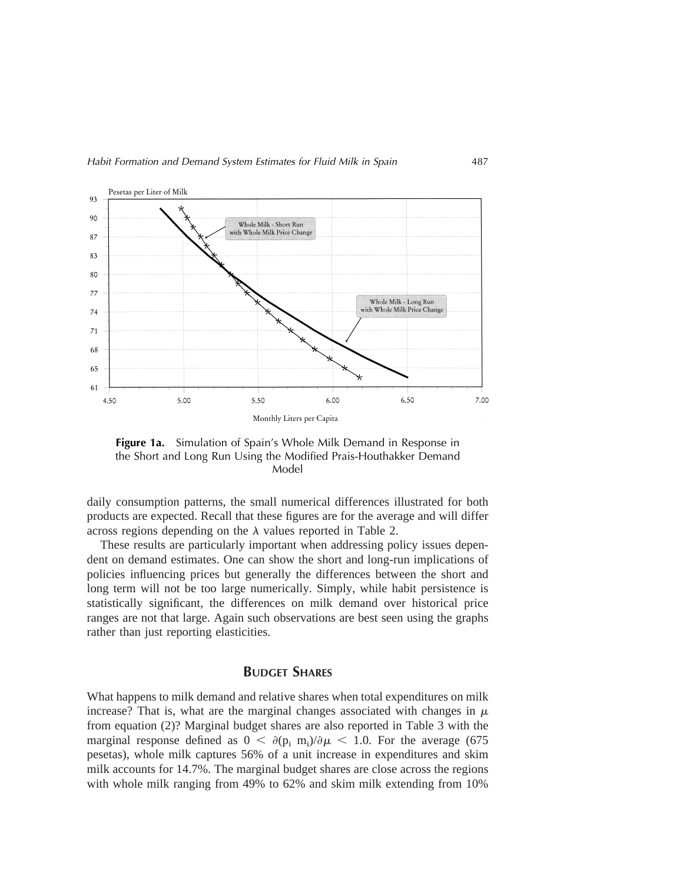Figure 1a. Simulation of Spain's Whole Milk Demand in Response in the Short and Long Run Using the Modified Prais-Houthakker Demand Model

daily consumption patterns, the small numerical differences illustrated for both products are expected. Recall that these figures are for the average and will differ across regions depending on the $\lambda$ values reported in Table 2.

These results are particularly important when addressing policy issues dependent on demand estimates. One can show the short and long-run implications of policies influencing prices but generally the differences between the short and long term will not be too large numerically. Simply, while habit persistence is statistically significant, the differences on milk demand over historical price ranges are not that large. Again such observations are best seen using the graphs rather than just reporting elasticities.

## Budget Shares

What happens to milk demand and relative shares when total expenditures on milk increase? That is, what are the marginal changes associated with changes in $\mu$ from equation (2)? Marginal budget shares are also reported in Table 3 with the marginal response defined as $0 < \partial(p_i\ m_i)/\partial\mu < 1.0$. For the average (675 pesetas), whole milk captures 56% of a unit increase in expenditures and skim milk accounts for 14.7%. The marginal budget shares are close across the regions with whole milk ranging from 49% to 62% and skim milk extending from 10%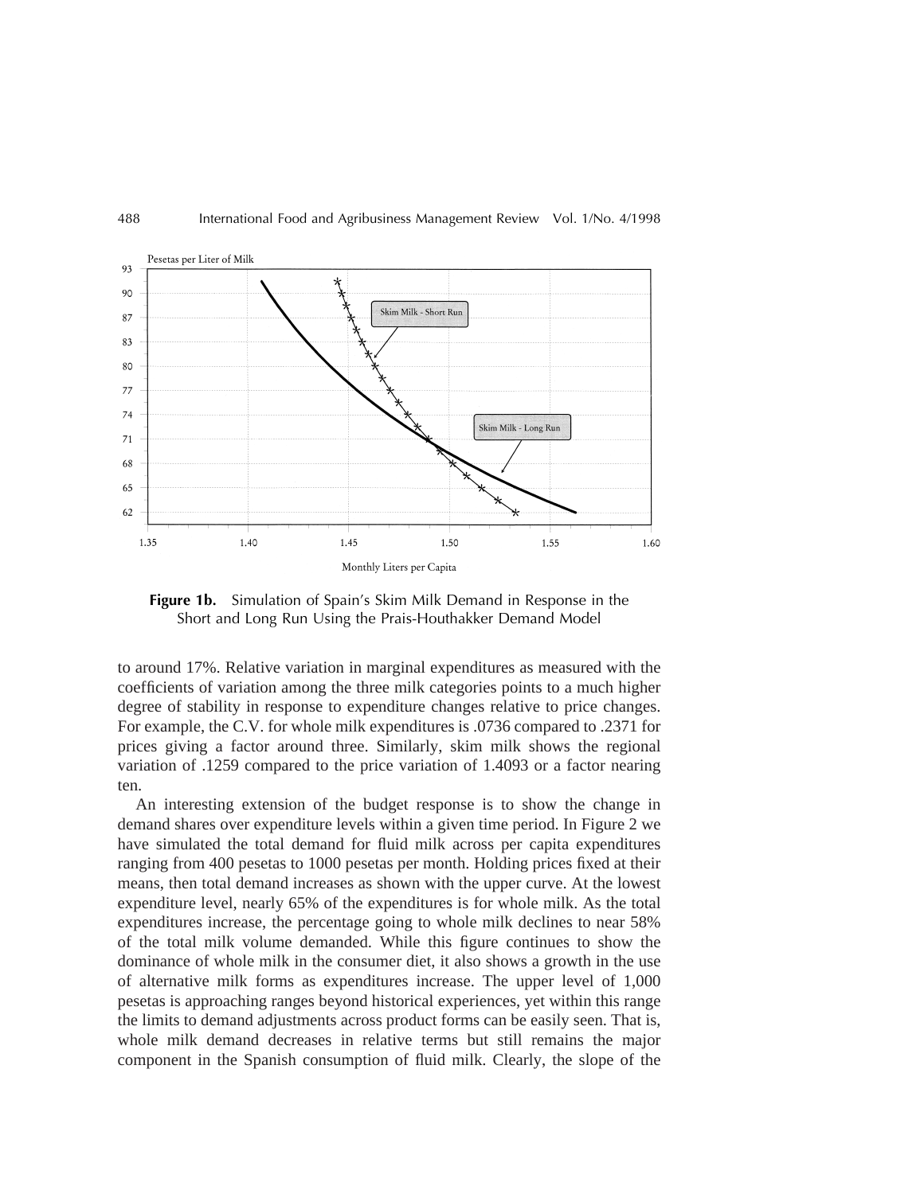**Figure 1b.** Simulation of Spain's Skim Milk Demand in Response in the Short and Long Run Using the Prais-Houthakker Demand Model

to around 17%. Relative variation in marginal expenditures as measured with the coefficients of variation among the three milk categories points to a much higher degree of stability in response to expenditure changes relative to price changes. For example, the C.V. for whole milk expenditures is .0736 compared to .2371 for prices giving a factor around three. Similarly, skim milk shows the regional variation of .1259 compared to the price variation of 1.4093 or a factor nearing ten.

An interesting extension of the budget response is to show the change in demand shares over expenditure levels within a given time period. In Figure 2 we have simulated the total demand for fluid milk across per capita expenditures ranging from 400 pesetas to 1000 pesetas per month. Holding prices fixed at their means, then total demand increases as shown with the upper curve. At the lowest expenditure level, nearly 65% of the expenditures is for whole milk. As the total expenditures increase, the percentage going to whole milk declines to near 58% of the total milk volume demanded. While this figure continues to show the dominance of whole milk in the consumer diet, it also shows a growth in the use of alternative milk forms as expenditures increase. The upper level of 1,000 pesetas is approaching ranges beyond historical experiences, yet within this range the limits to demand adjustments across product forms can be easily seen. That is, whole milk demand decreases in relative terms but still remains the major component in the Spanish consumption of fluid milk. Clearly, the slope of the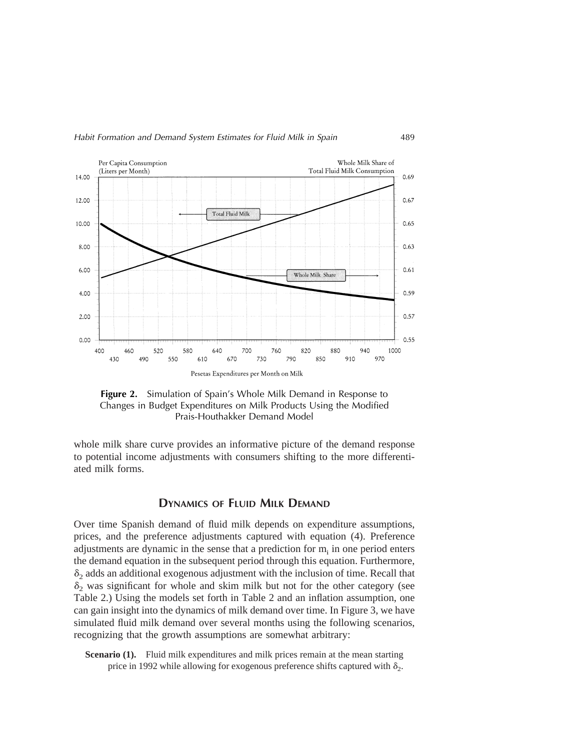**Figure 2.** Simulation of Spain's Whole Milk Demand in Response to Changes in Budget Expenditures on Milk Products Using the Modified Prais-Houthakker Demand Model

whole milk share curve provides an informative picture of the demand response to potential income adjustments with consumers shifting to the more differentiated milk forms.

## Dynamics of Fluid Milk Demand

Over time Spanish demand of fluid milk depends on expenditure assumptions, prices, and the preference adjustments captured with equation (4). Preference adjustments are dynamic in the sense that a prediction for $m_i$ in one period enters the demand equation in the subsequent period through this equation. Furthermore, $\delta_2$ adds an additional exogenous adjustment with the inclusion of time. Recall that $\delta_2$ was significant for whole and skim milk but not for the other category (see Table 2.) Using the models set forth in Table 2 and an inflation assumption, one can gain insight into the dynamics of milk demand over time. In Figure 3, we have simulated fluid milk demand over several months using the following scenarios, recognizing that the growth assumptions are somewhat arbitrary:

**Scenario (1).** Fluid milk expenditures and milk prices remain at the mean starting price in 1992 while allowing for exogenous preference shifts captured with $\delta_2$.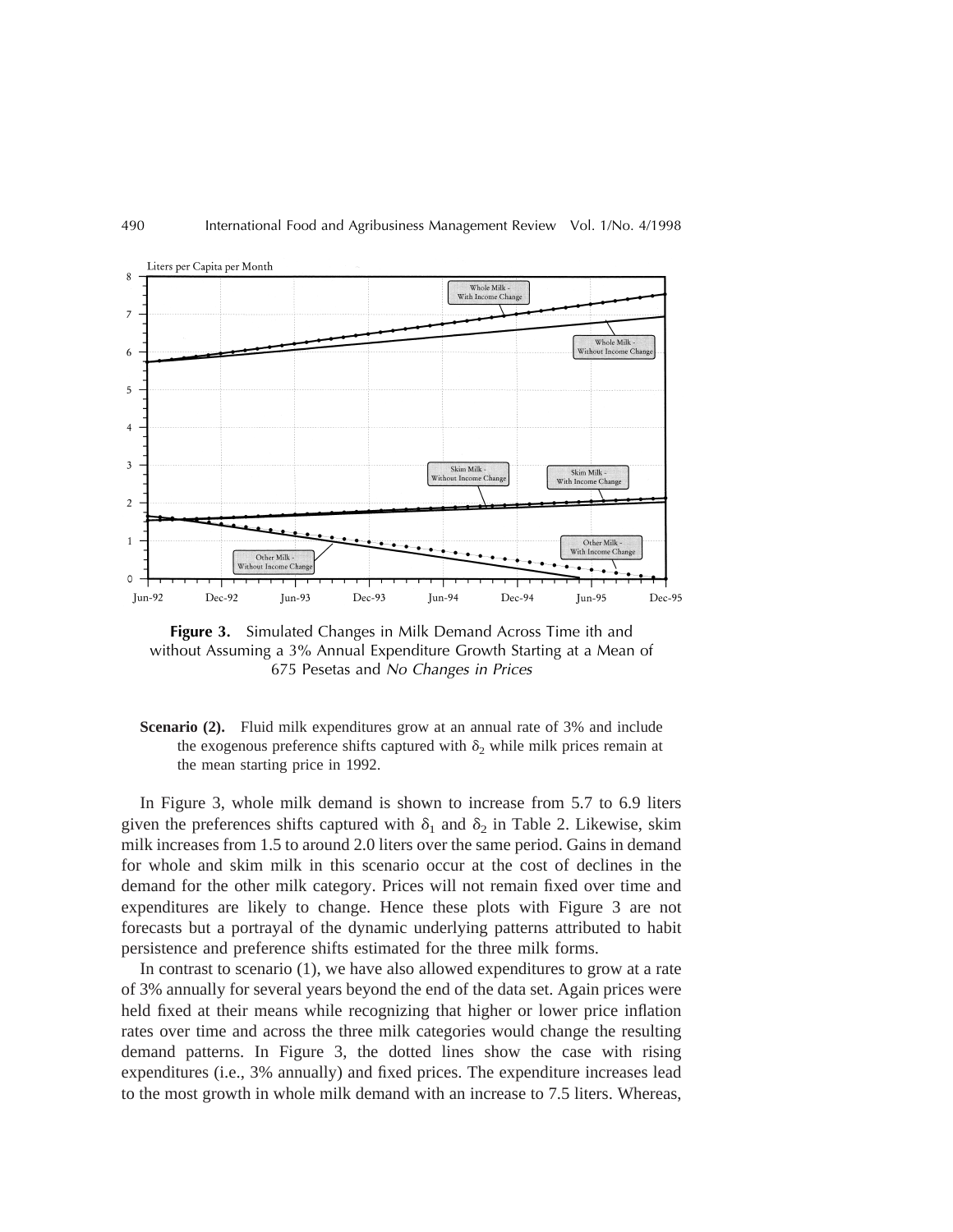**Figure 3.** Simulated Changes in Milk Demand Across Time ith and without Assuming a 3% Annual Expenditure Growth Starting at a Mean of 675 Pesetas and *No Changes in Prices*

**Scenario (2).** Fluid milk expenditures grow at an annual rate of 3% and include the exogenous preference shifts captured with $\delta_2$ while milk prices remain at the mean starting price in 1992.

In Figure 3, whole milk demand is shown to increase from 5.7 to 6.9 liters given the preferences shifts captured with $\delta_1$ and $\delta_2$ in Table 2. Likewise, skim milk increases from 1.5 to around 2.0 liters over the same period. Gains in demand for whole and skim milk in this scenario occur at the cost of declines in the demand for the other milk category. Prices will not remain fixed over time and expenditures are likely to change. Hence these plots with Figure 3 are not forecasts but a portrayal of the dynamic underlying patterns attributed to habit persistence and preference shifts estimated for the three milk forms.

In contrast to scenario (1), we have also allowed expenditures to grow at a rate of 3% annually for several years beyond the end of the data set. Again prices were held fixed at their means while recognizing that higher or lower price inflation rates over time and across the three milk categories would change the resulting demand patterns. In Figure 3, the dotted lines show the case with rising expenditures (i.e., 3% annually) and fixed prices. The expenditure increases lead to the most growth in whole milk demand with an increase to 7.5 liters. Whereas,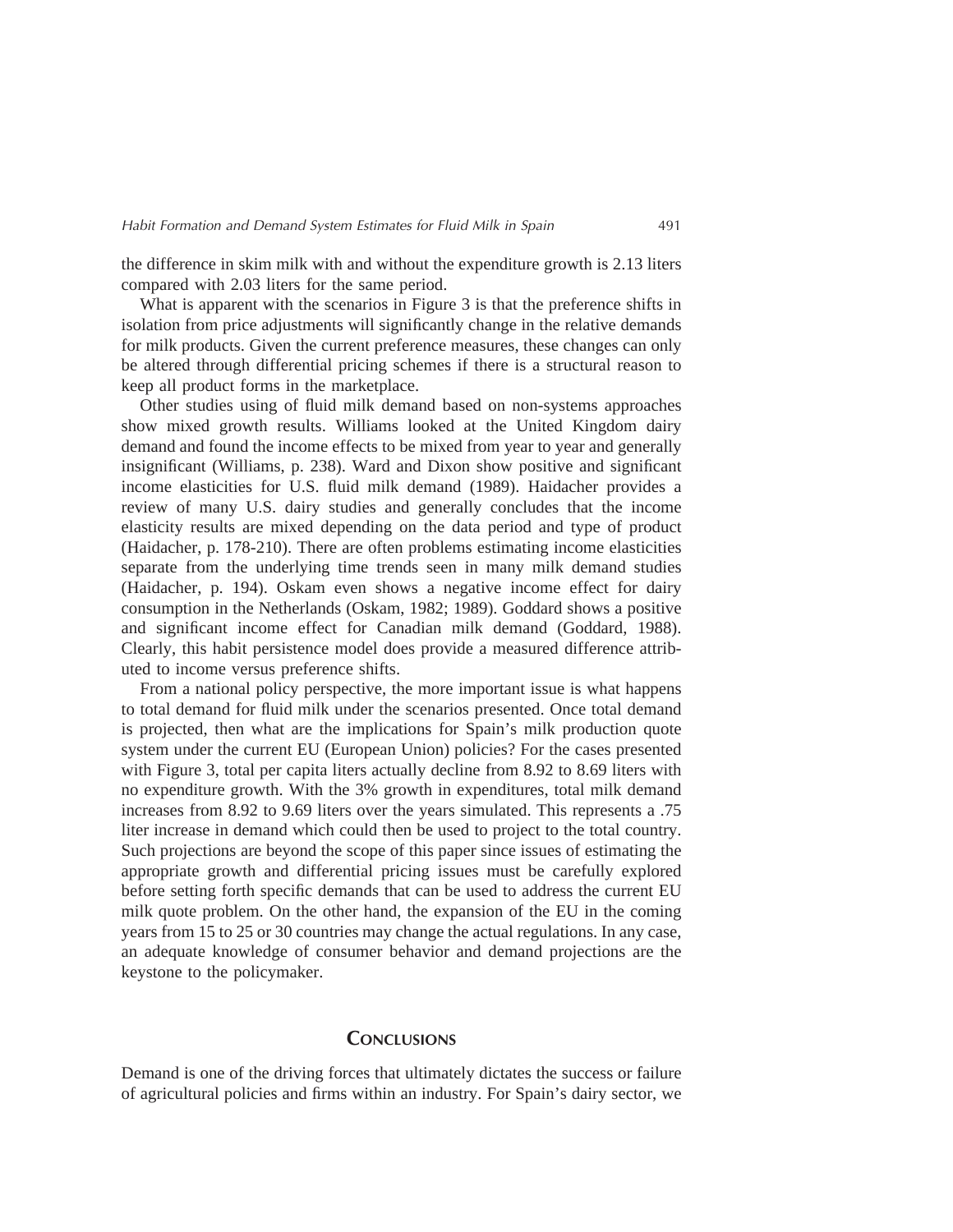the difference in skim milk with and without the expenditure growth is 2.13 liters compared with 2.03 liters for the same period.

What is apparent with the scenarios in Figure 3 is that the preference shifts in isolation from price adjustments will significantly change in the relative demands for milk products. Given the current preference measures, these changes can only be altered through differential pricing schemes if there is a structural reason to keep all product forms in the marketplace.

Other studies using of fluid milk demand based on non-systems approaches show mixed growth results. Williams looked at the United Kingdom dairy demand and found the income effects to be mixed from year to year and generally insignificant (Williams, p. 238). Ward and Dixon show positive and significant income elasticities for U.S. fluid milk demand (1989). Haidacher provides a review of many U.S. dairy studies and generally concludes that the income elasticity results are mixed depending on the data period and type of product (Haidacher, p. 178-210). There are often problems estimating income elasticities separate from the underlying time trends seen in many milk demand studies (Haidacher, p. 194). Oskam even shows a negative income effect for dairy consumption in the Netherlands (Oskam, 1982; 1989). Goddard shows a positive and significant income effect for Canadian milk demand (Goddard, 1988). Clearly, this habit persistence model does provide a measured difference attributed to income versus preference shifts.

From a national policy perspective, the more important issue is what happens to total demand for fluid milk under the scenarios presented. Once total demand is projected, then what are the implications for Spain's milk production quote system under the current EU (European Union) policies? For the cases presented with Figure 3, total per capita liters actually decline from 8.92 to 8.69 liters with no expenditure growth. With the 3% growth in expenditures, total milk demand increases from 8.92 to 9.69 liters over the years simulated. This represents a .75 liter increase in demand which could then be used to project to the total country. Such projections are beyond the scope of this paper since issues of estimating the appropriate growth and differential pricing issues must be carefully explored before setting forth specific demands that can be used to address the current EU milk quote problem. On the other hand, the expansion of the EU in the coming years from 15 to 25 or 30 countries may change the actual regulations. In any case, an adequate knowledge of consumer behavior and demand projections are the keystone to the policymaker.

## Conclusions

Demand is one of the driving forces that ultimately dictates the success or failure of agricultural policies and firms within an industry. For Spain's dairy sector, we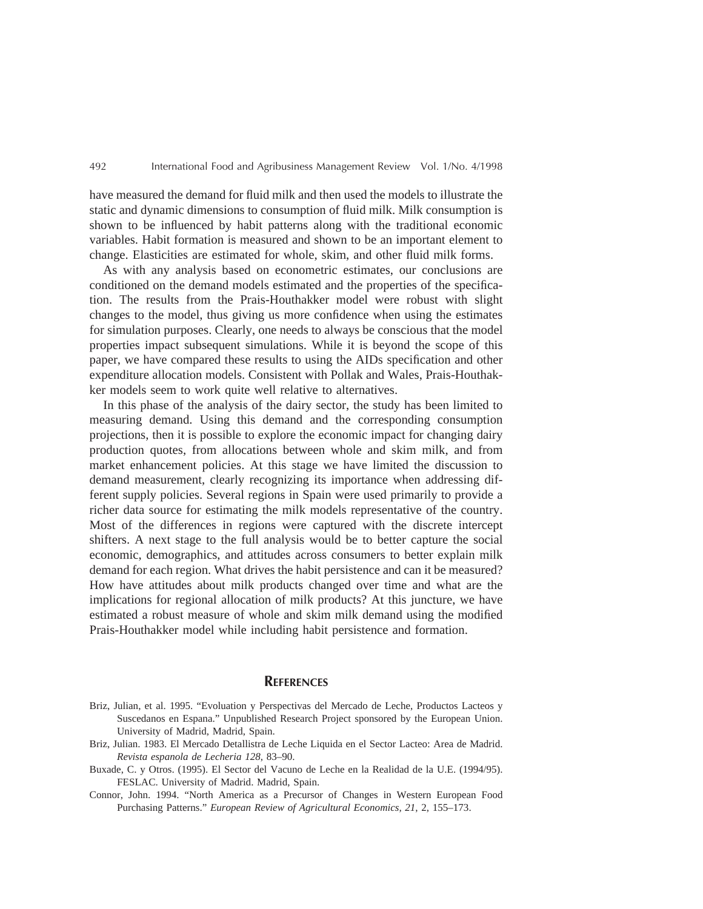have measured the demand for fluid milk and then used the models to illustrate the static and dynamic dimensions to consumption of fluid milk. Milk consumption is shown to be influenced by habit patterns along with the traditional economic variables. Habit formation is measured and shown to be an important element to change. Elasticities are estimated for whole, skim, and other fluid milk forms.

As with any analysis based on econometric estimates, our conclusions are conditioned on the demand models estimated and the properties of the specification. The results from the Prais-Houthakker model were robust with slight changes to the model, thus giving us more confidence when using the estimates for simulation purposes. Clearly, one needs to always be conscious that the model properties impact subsequent simulations. While it is beyond the scope of this paper, we have compared these results to using the AIDs specification and other expenditure allocation models. Consistent with Pollak and Wales, Prais-Houthakker models seem to work quite well relative to alternatives.

In this phase of the analysis of the dairy sector, the study has been limited to measuring demand. Using this demand and the corresponding consumption projections, then it is possible to explore the economic impact for changing dairy production quotes, from allocations between whole and skim milk, and from market enhancement policies. At this stage we have limited the discussion to demand measurement, clearly recognizing its importance when addressing different supply policies. Several regions in Spain were used primarily to provide a richer data source for estimating the milk models representative of the country. Most of the differences in regions were captured with the discrete intercept shifters. A next stage to the full analysis would be to better capture the social economic, demographics, and attitudes across consumers to better explain milk demand for each region. What drives the habit persistence and can it be measured? How have attitudes about milk products changed over time and what are the implications for regional allocation of milk products? At this juncture, we have estimated a robust measure of whole and skim milk demand using the modified Prais-Houthakker model while including habit persistence and formation.

## REFERENCES

Briz, Julian, et al. 1995. "Evoluation y Perspectivas del Mercado de Leche, Productos Lacteos y Suscedanos en Espana." Unpublished Research Project sponsored by the European Union. University of Madrid, Madrid, Spain.

Briz, Julian. 1983. El Mercado Detallistra de Leche Liquida en el Sector Lacteo: Area de Madrid. *Revista espanola de Lecheria 128,* 83–90.

Buxade, C. y Otros. (1995). El Sector del Vacuno de Leche en la Realidad de la U.E. (1994/95). FESLAC. University of Madrid. Madrid, Spain.

Connor, John. 1994. "North America as a Precursor of Changes in Western European Food Purchasing Patterns." *European Review of Agricultural Economics, 21,* 2, 155–173.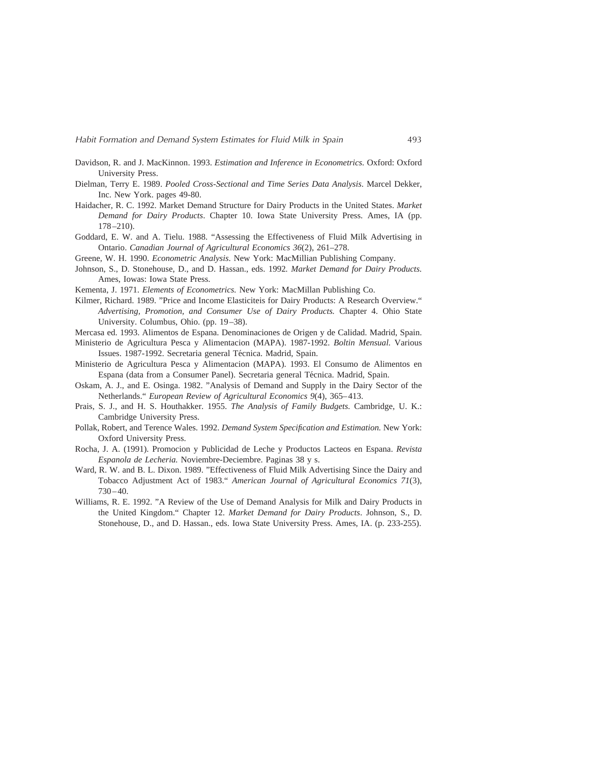Davidson, R. and J. MacKinnon. 1993. *Estimation and Inference in Econometrics*. Oxford: Oxford University Press.

Dielman, Terry E. 1989. *Pooled Cross-Sectional and Time Series Data Analysis*. Marcel Dekker, Inc. New York. pages 49-80.

Haidacher, R. C. 1992. Market Demand Structure for Dairy Products in the United States. *Market Demand for Dairy Products*. Chapter 10. Iowa State University Press. Ames, IA (pp. 178–210).

Goddard, E. W. and A. Tielu. 1988. "Assessing the Effectiveness of Fluid Milk Advertising in Ontario. *Canadian Journal of Agricultural Economics 36*(2), 261–278.

Greene, W. H. 1990. *Econometric Analysis*. New York: MacMillian Publishing Company.

Johnson, S., D. Stonehouse, D., and D. Hassan., eds. 1992. *Market Demand for Dairy Products.* Ames, Iowas: Iowa State Press.

Kementa, J. 1971. *Elements of Econometrics.* New York: MacMillan Publishing Co.

Kilmer, Richard. 1989. "Price and Income Elasticiteis for Dairy Products: A Research Overview." *Advertising, Promotion, and Consumer Use of Dairy Products.* Chapter 4. Ohio State University. Columbus, Ohio. (pp. 19–38).

Mercasa ed. 1993. Alimentos de Espana. Denominaciones de Origen y de Calidad. Madrid, Spain.

Ministerio de Agricultura Pesca y Alimentacion (MAPA). 1987-1992. *Boltin Mensual.* Various Issues. 1987-1992. Secretaria general Técnica. Madrid, Spain.

Ministerio de Agricultura Pesca y Alimentacion (MAPA). 1993. El Consumo de Alimentos en Espana (data from a Consumer Panel). Secretaria general Técnica. Madrid, Spain.

Oskam, A. J., and E. Osinga. 1982. "Analysis of Demand and Supply in the Dairy Sector of the Netherlands." *European Review of Agricultural Economics 9*(4), 365–413.

Prais, S. J., and H. S. Houthakker. 1955. *The Analysis of Family Budgets.* Cambridge, U. K.: Cambridge University Press.

Pollak, Robert, and Terence Wales. 1992. *Demand System Specification and Estimation.* New York: Oxford University Press.

Rocha, J. A. (1991). Promocion y Publicidad de Leche y Productos Lacteos en Espana. *Revista Espanola de Lecheria.* Noviembre-Deciembre. Paginas 38 y s.

Ward, R. W. and B. L. Dixon. 1989. "Effectiveness of Fluid Milk Advertising Since the Dairy and Tobacco Adjustment Act of 1983." *American Journal of Agricultural Economics 71*(3), 730–40.

Williams, R. E. 1992. "A Review of the Use of Demand Analysis for Milk and Dairy Products in the United Kingdom." Chapter 12. *Market Demand for Dairy Products*. Johnson, S., D. Stonehouse, D., and D. Hassan., eds. Iowa State University Press. Ames, IA. (p. 233-255).